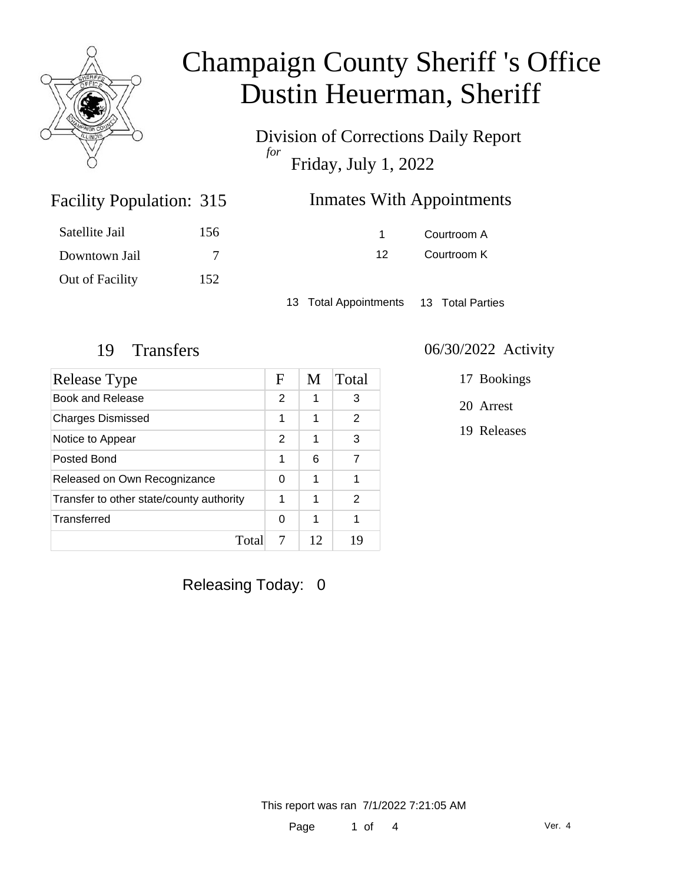# Champaign County Sheriff 's Office
# Dustin Heuerman, Sheriff

## Division of Corrections Daily Report
*for*
## Friday, July 1, 2022

### Facility Population: 315

| | |
|---|---|
| Satellite Jail | 156 |
| Downtown Jail | 7 |
| Out of Facility | 152 |

### Inmates With Appointments

| | |
|---|---|
| 1 | Courtroom A |
| 12 | Courtroom K |

13 Total Appointments    13 Total Parties

### 19 Transfers

| Release Type | F | M | Total |
|---|---|---|---|
| Book and Release | 2 | 1 | 3 |
| Charges Dismissed | 1 | 1 | 2 |
| Notice to Appear | 2 | 1 | 3 |
| Posted Bond | 1 | 6 | 7 |
| Released on Own Recognizance | 0 | 1 | 1 |
| Transfer to other state/county authority | 1 | 1 | 2 |
| Transferred | 0 | 1 | 1 |
| Total | 7 | 12 | 19 |

### 06/30/2022 Activity

17 Bookings

20 Arrest

19 Releases

Releasing Today: 0

This report was ran 7/1/2022 7:21:05 AM

Ver. 4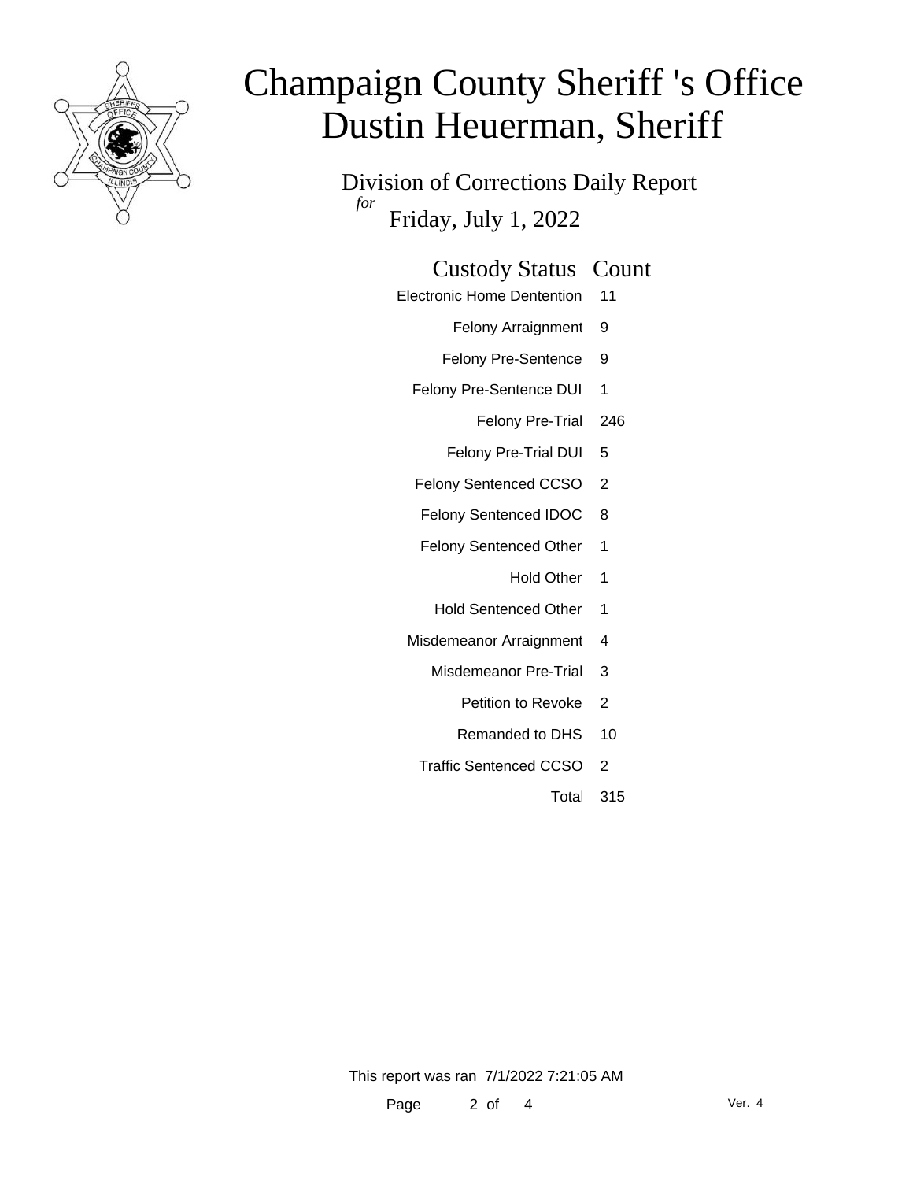# Champaign County Sheriff 's Office
# Dustin Heuerman, Sheriff

Division of Corrections Daily Report

*for* Friday, July 1, 2022

| Custody Status | Count |
|---|---|
| Electronic Home Dentention | 11 |
| Felony Arraignment | 9 |
| Felony Pre-Sentence | 9 |
| Felony Pre-Sentence DUI | 1 |
| Felony Pre-Trial | 246 |
| Felony Pre-Trial DUI | 5 |
| Felony Sentenced CCSO | 2 |
| Felony Sentenced IDOC | 8 |
| Felony Sentenced Other | 1 |
| Hold Other | 1 |
| Hold Sentenced Other | 1 |
| Misdemeanor Arraignment | 4 |
| Misdemeanor Pre-Trial | 3 |
| Petition to Revoke | 2 |
| Remanded to DHS | 10 |
| Traffic Sentenced CCSO | 2 |
| Total | 315 |

This report was ran 7/1/2022 7:21:05 AM

Ver. 4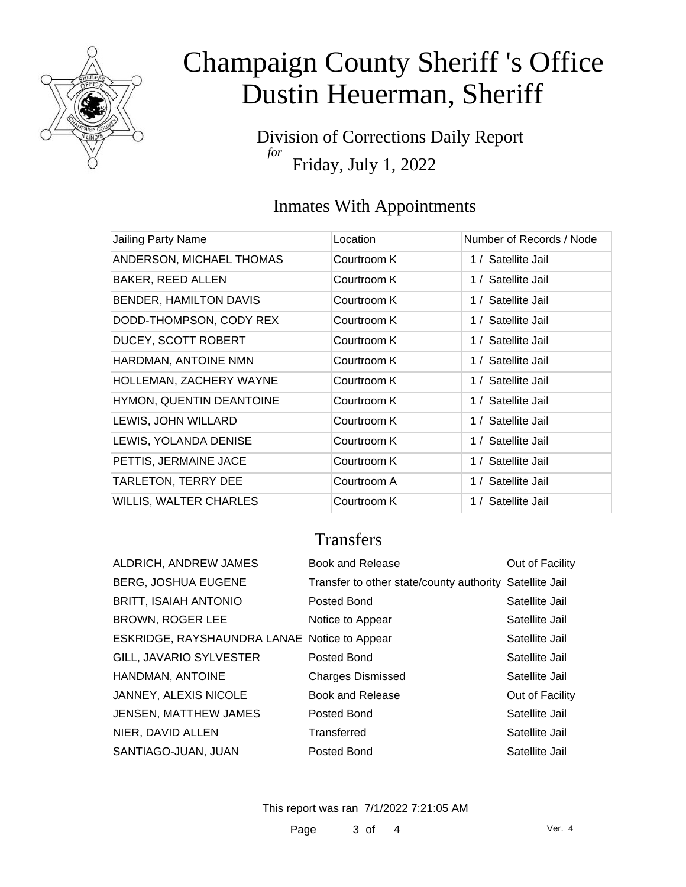# Champaign County Sheriff 's Office
# Dustin Heuerman, Sheriff

Division of Corrections Daily Report
*for*
Friday, July 1, 2022

## Inmates With Appointments

| Jailing Party Name | Location | Number of Records / Node |
|---|---|---|
| ANDERSON, MICHAEL THOMAS | Courtroom K | 1 / Satellite Jail |
| BAKER, REED ALLEN | Courtroom K | 1 / Satellite Jail |
| BENDER, HAMILTON DAVIS | Courtroom K | 1 / Satellite Jail |
| DODD-THOMPSON, CODY REX | Courtroom K | 1 / Satellite Jail |
| DUCEY, SCOTT ROBERT | Courtroom K | 1 / Satellite Jail |
| HARDMAN, ANTOINE NMN | Courtroom K | 1 / Satellite Jail |
| HOLLEMAN, ZACHERY WAYNE | Courtroom K | 1 / Satellite Jail |
| HYMON, QUENTIN DEANTOINE | Courtroom K | 1 / Satellite Jail |
| LEWIS, JOHN WILLARD | Courtroom K | 1 / Satellite Jail |
| LEWIS, YOLANDA DENISE | Courtroom K | 1 / Satellite Jail |
| PETTIS, JERMAINE JACE | Courtroom K | 1 / Satellite Jail |
| TARLETON, TERRY DEE | Courtroom A | 1 / Satellite Jail |
| WILLIS, WALTER CHARLES | Courtroom K | 1 / Satellite Jail |

## Transfers

| | | |
|---|---|---|
| ALDRICH, ANDREW JAMES | Book and Release | Out of Facility |
| BERG, JOSHUA EUGENE | Transfer to other state/county authority | Satellite Jail |
| BRITT, ISAIAH ANTONIO | Posted Bond | Satellite Jail |
| BROWN, ROGER LEE | Notice to Appear | Satellite Jail |
| ESKRIDGE, RAYSHAUNDRA LANAE | Notice to Appear | Satellite Jail |
| GILL, JAVARIO SYLVESTER | Posted Bond | Satellite Jail |
| HANDMAN, ANTOINE | Charges Dismissed | Satellite Jail |
| JANNEY, ALEXIS NICOLE | Book and Release | Out of Facility |
| JENSEN, MATTHEW JAMES | Posted Bond | Satellite Jail |
| NIER, DAVID ALLEN | Transferred | Satellite Jail |
| SANTIAGO-JUAN, JUAN | Posted Bond | Satellite Jail |

This report was ran 7/1/2022 7:21:05 AM

Ver. 4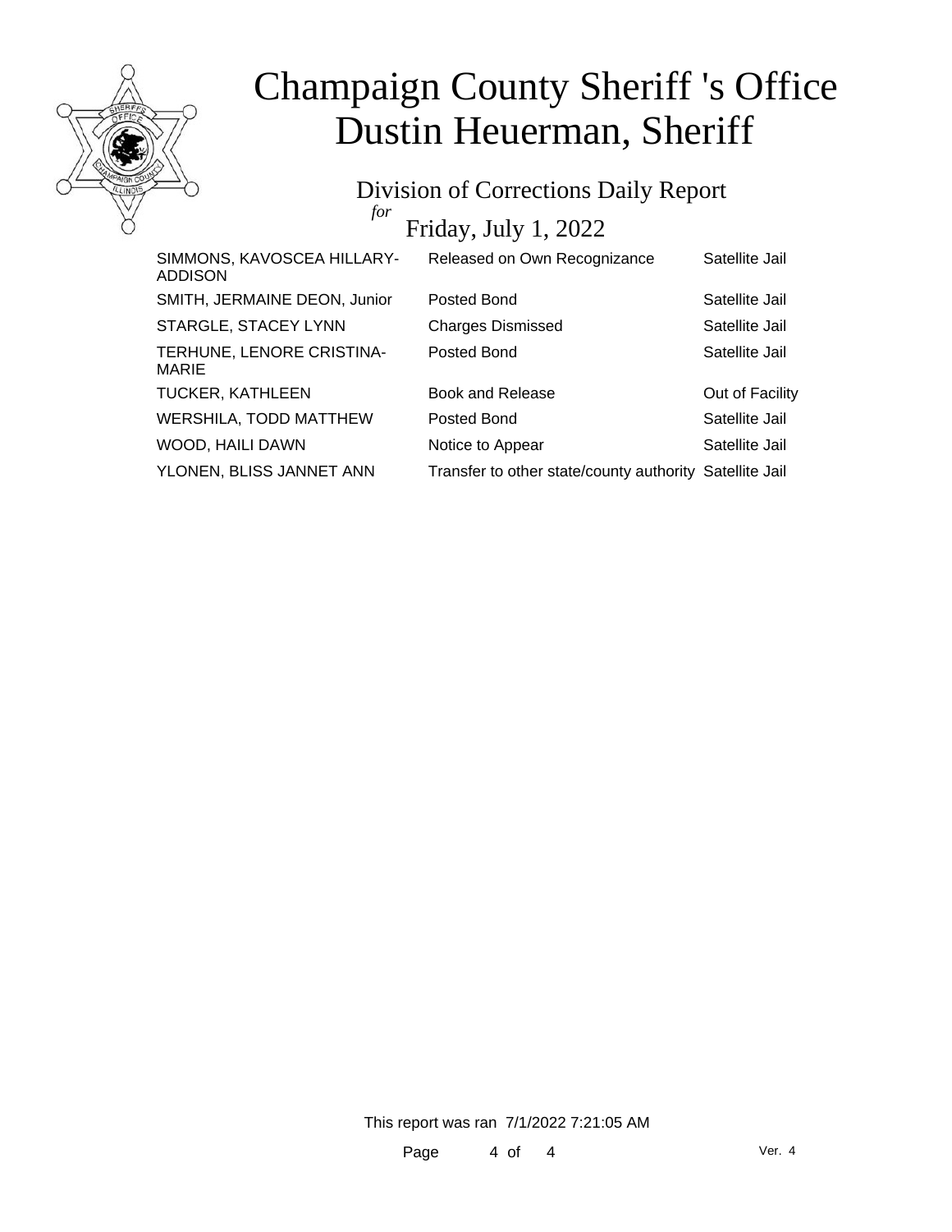# Champaign County Sheriff 's Office
# Dustin Heuerman, Sheriff

## Division of Corrections Daily Report

*for*

## Friday, July 1, 2022

| | | |
|---|---|---|
| SIMMONS, KAVOSCEA HILLARY-ADDISON | Released on Own Recognizance | Satellite Jail |
| SMITH, JERMAINE DEON, Junior | Posted Bond | Satellite Jail |
| STARGLE, STACEY LYNN | Charges Dismissed | Satellite Jail |
| TERHUNE, LENORE CRISTINA-MARIE | Posted Bond | Satellite Jail |
| TUCKER, KATHLEEN | Book and Release | Out of Facility |
| WERSHILA, TODD MATTHEW | Posted Bond | Satellite Jail |
| WOOD, HAILI DAWN | Notice to Appear | Satellite Jail |
| YLONEN, BLISS JANNET ANN | Transfer to other state/county authority | Satellite Jail |

This report was ran 7/1/2022 7:21:05 AM

Ver. 4